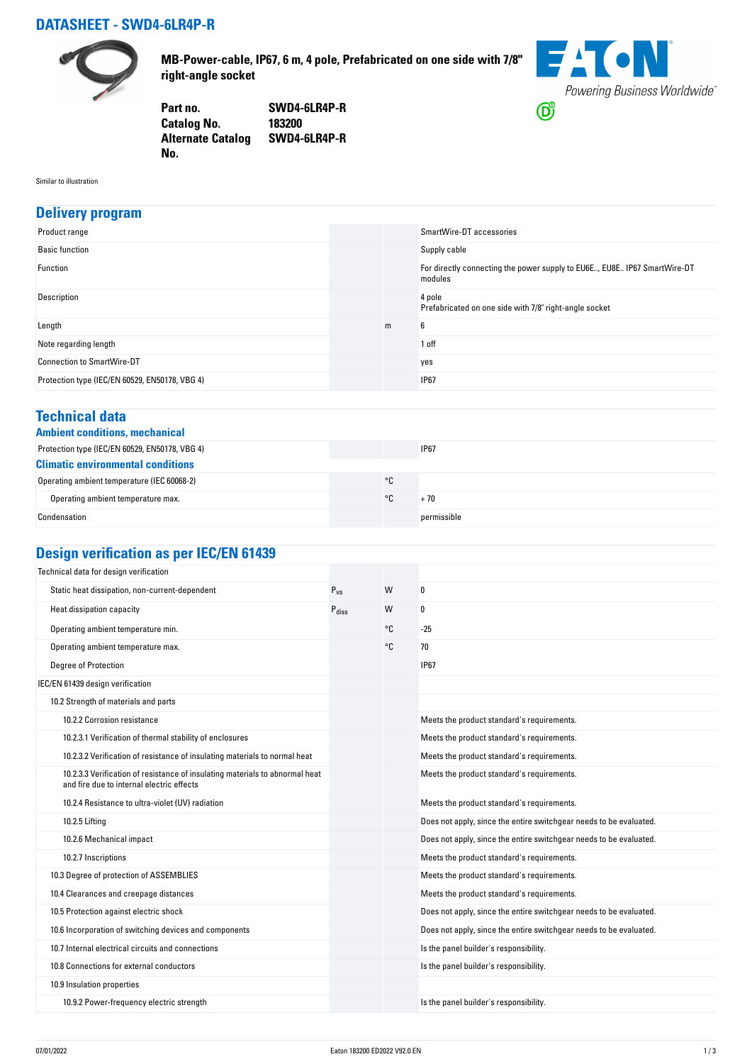# DATASHEET - SWD4-6LR4P-R

**MB-Power-cable, IP67, 6 m, 4 pole, Prefabricated on one side with 7/8" right-angle socket**

| | |
|---|---|
| **Part no.** | **SWD4-6LR4P-R** |
| **Catalog No.** | **183200** |
| **Alternate Catalog No.** | **SWD4-6LR4P-R** |

Similar to illustration

## Delivery program

| | | | |
|---|---|---|---|
| Product range | | | SmartWire-DT accessories |
| Basic function | | | Supply cable |
| Function | | | For directly connecting the power supply to EU6E.., EU8E.. IP67 SmartWire-DT modules |
| Description | | | 4 pole<br>Prefabricated on one side with 7/8" right-angle socket |
| Length | | m | 6 |
| Note regarding length | | | 1 off |
| Connection to SmartWire-DT | | | yes |
| Protection type (IEC/EN 60529, EN50178, VBG 4) | | | IP67 |

## Technical data

### Ambient conditions, mechanical

| | | | |
|---|---|---|---|
| Protection type (IEC/EN 60529, EN50178, VBG 4) | | | IP67 |

### Climatic environmental conditions

| | | | |
|---|---|---|---|
| Operating ambient temperature (IEC 60068-2) | | °C | |
| Operating ambient temperature max. | | °C | + 70 |
| Condensation | | | permissible |

## Design verification as per IEC/EN 61439

| | | | |
|---|---|---|---|
| Technical data for design verification | | | |
| Static heat dissipation, non-current-dependent | $P_{vs}$ | W | 0 |
| Heat dissipation capacity | $P_{diss}$ | W | 0 |
| Operating ambient temperature min. | | °C | -25 |
| Operating ambient temperature max. | | °C | 70 |
| Degree of Protection | | | IP67 |
| IEC/EN 61439 design verification | | | |
| 10.2 Strength of materials and parts | | | |
| 10.2.2 Corrosion resistance | | | Meets the product standard's requirements. |
| 10.2.3.1 Verification of thermal stability of enclosures | | | Meets the product standard's requirements. |
| 10.2.3.2 Verification of resistance of insulating materials to normal heat | | | Meets the product standard's requirements. |
| 10.2.3.3 Verification of resistance of insulating materials to abnormal heat and fire due to internal electric effects | | | Meets the product standard's requirements. |
| 10.2.4 Resistance to ultra-violet (UV) radiation | | | Meets the product standard's requirements. |
| 10.2.5 Lifting | | | Does not apply, since the entire switchgear needs to be evaluated. |
| 10.2.6 Mechanical impact | | | Does not apply, since the entire switchgear needs to be evaluated. |
| 10.2.7 Inscriptions | | | Meets the product standard's requirements. |
| 10.3 Degree of protection of ASSEMBLIES | | | Meets the product standard's requirements. |
| 10.4 Clearances and creepage distances | | | Meets the product standard's requirements. |
| 10.5 Protection against electric shock | | | Does not apply, since the entire switchgear needs to be evaluated. |
| 10.6 Incorporation of switching devices and components | | | Does not apply, since the entire switchgear needs to be evaluated. |
| 10.7 Internal electrical circuits and connections | | | Is the panel builder's responsibility. |
| 10.8 Connections for external conductors | | | Is the panel builder's responsibility. |
| 10.9 Insulation properties | | | |
| 10.9.2 Power-frequency electric strength | | | Is the panel builder's responsibility. |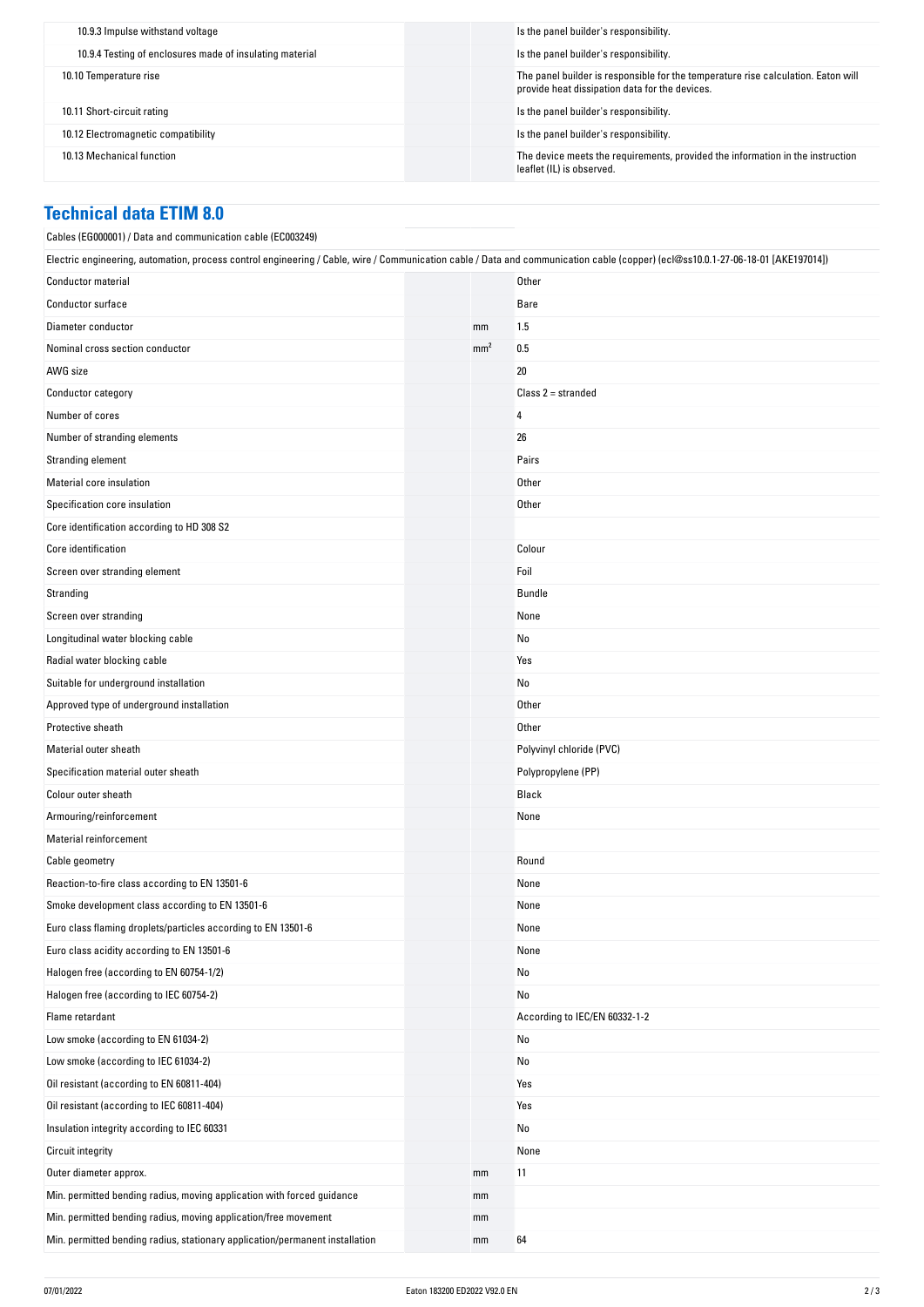| | | |
|---|---|---|
| 10.9.3 Impulse withstand voltage | | Is the panel builder's responsibility. |
| 10.9.4 Testing of enclosures made of insulating material | | Is the panel builder's responsibility. |
| 10.10 Temperature rise | | The panel builder is responsible for the temperature rise calculation. Eaton will provide heat dissipation data for the devices. |
| 10.11 Short-circuit rating | | Is the panel builder's responsibility. |
| 10.12 Electromagnetic compatibility | | Is the panel builder's responsibility. |
| 10.13 Mechanical function | | The device meets the requirements, provided the information in the instruction leaflet (IL) is observed. |

## Technical data ETIM 8.0

Cables (EG000001) / Data and communication cable (EC003249)

Electric engineering, automation, process control engineering / Cable, wire / Communication cable / Data and communication cable (copper) (ecl@ss10.0.1-27-06-18-01 [AKE197014])

| | | |
|---|---|---|
| Conductor material | | Other |
| Conductor surface | | Bare |
| Diameter conductor | mm | 1.5 |
| Nominal cross section conductor | $mm^2$ | 0.5 |
| AWG size | | 20 |
| Conductor category | | Class 2 = stranded |
| Number of cores | | 4 |
| Number of stranding elements | | 26 |
| Stranding element | | Pairs |
| Material core insulation | | Other |
| Specification core insulation | | Other |
| Core identification according to HD 308 S2 | | |
| Core identification | | Colour |
| Screen over stranding element | | Foil |
| Stranding | | Bundle |
| Screen over stranding | | None |
| Longitudinal water blocking cable | | No |
| Radial water blocking cable | | Yes |
| Suitable for underground installation | | No |
| Approved type of underground installation | | Other |
| Protective sheath | | Other |
| Material outer sheath | | Polyvinyl chloride (PVC) |
| Specification material outer sheath | | Polypropylene (PP) |
| Colour outer sheath | | Black |
| Armouring/reinforcement | | None |
| Material reinforcement | | |
| Cable geometry | | Round |
| Reaction-to-fire class according to EN 13501-6 | | None |
| Smoke development class according to EN 13501-6 | | None |
| Euro class flaming droplets/particles according to EN 13501-6 | | None |
| Euro class acidity according to EN 13501-6 | | None |
| Halogen free (according to EN 60754-1/2) | | No |
| Halogen free (according to IEC 60754-2) | | No |
| Flame retardant | | According to IEC/EN 60332-1-2 |
| Low smoke (according to EN 61034-2) | | No |
| Low smoke (according to IEC 61034-2) | | No |
| Oil resistant (according to EN 60811-404) | | Yes |
| Oil resistant (according to IEC 60811-404) | | Yes |
| Insulation integrity according to IEC 60331 | | No |
| Circuit integrity | | None |
| Outer diameter approx. | mm | 11 |
| Min. permitted bending radius, moving application with forced guidance | mm | |
| Min. permitted bending radius, moving application/free movement | mm | |
| Min. permitted bending radius, stationary application/permanent installation | mm | 64 |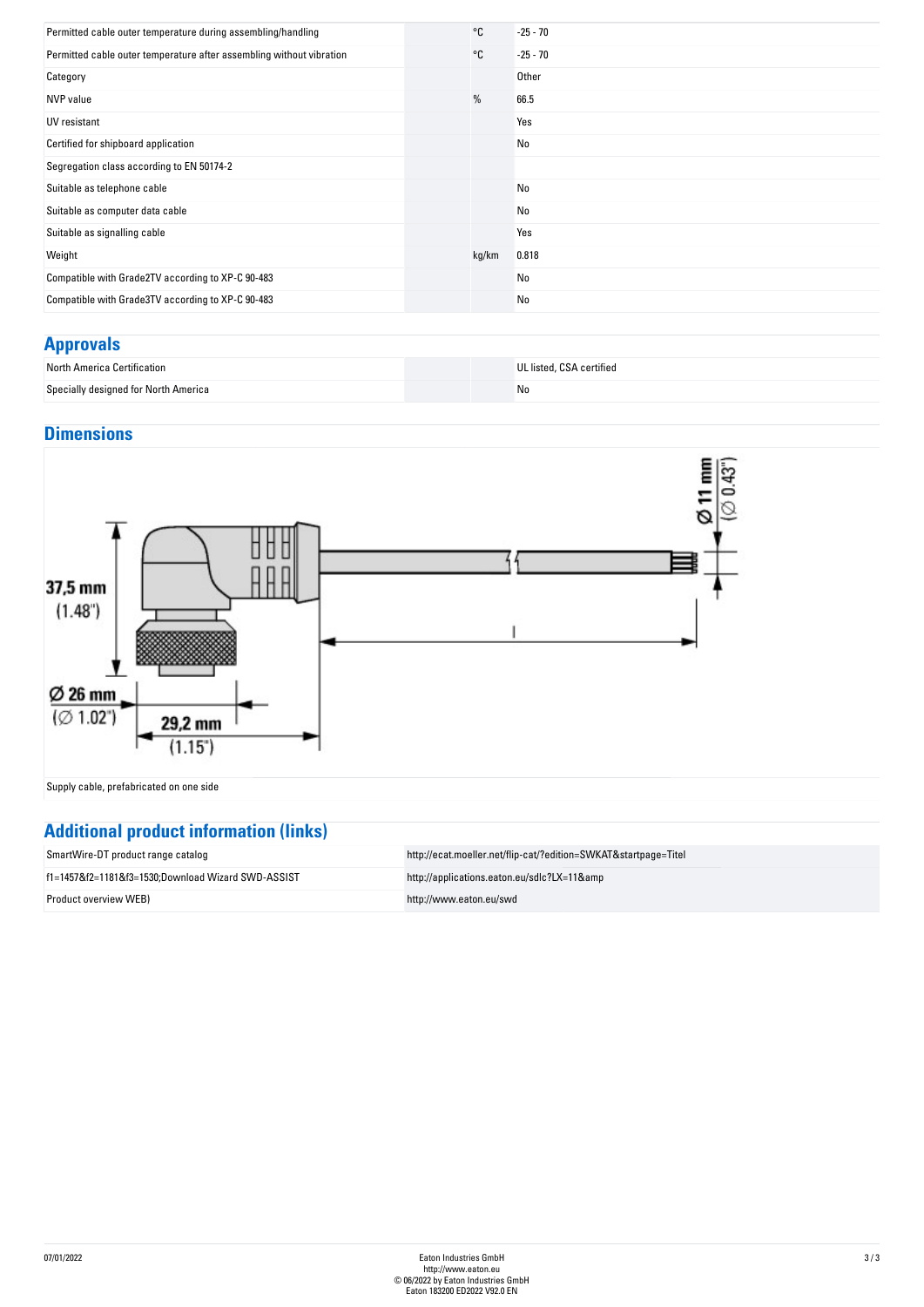| | | |
|---|---|---|
| Permitted cable outer temperature during assembling/handling | °C | -25 - 70 |
| Permitted cable outer temperature after assembling without vibration | °C | -25 - 70 |
| Category | | Other |
| NVP value | % | 66.5 |
| UV resistant | | Yes |
| Certified for shipboard application | | No |
| Segregation class according to EN 50174-2 | | |
| Suitable as telephone cable | | No |
| Suitable as computer data cable | | No |
| Suitable as signalling cable | | Yes |
| Weight | kg/km | 0.818 |
| Compatible with Grade2TV according to XP-C 90-483 | | No |
| Compatible with Grade3TV according to XP-C 90-483 | | No |

## Approvals

| | | |
|---|---|---|
| North America Certification | | UL listed, CSA certified |
| Specially designed for North America | | No |

## Dimensions

37,5 mm
(1.48")
Ø 26 mm
(Ø 1.02")
29,2 mm
(1.15")
l
Ø 11 mm
(Ø 0.43")

Supply cable, prefabricated on one side

## Additional product information (links)

| | |
|---|---|
| SmartWire-DT product range catalog | http://ecat.moeller.net/flip-cat/?edition=SWKAT&startpage=Titel |
| f1=1457&f2=1181&f3=1530;Download Wizard SWD-ASSIST | http://applications.eaton.eu/sdlc?LX=11&amp |
| Product overview WEB) | http://www.eaton.eu/swd |